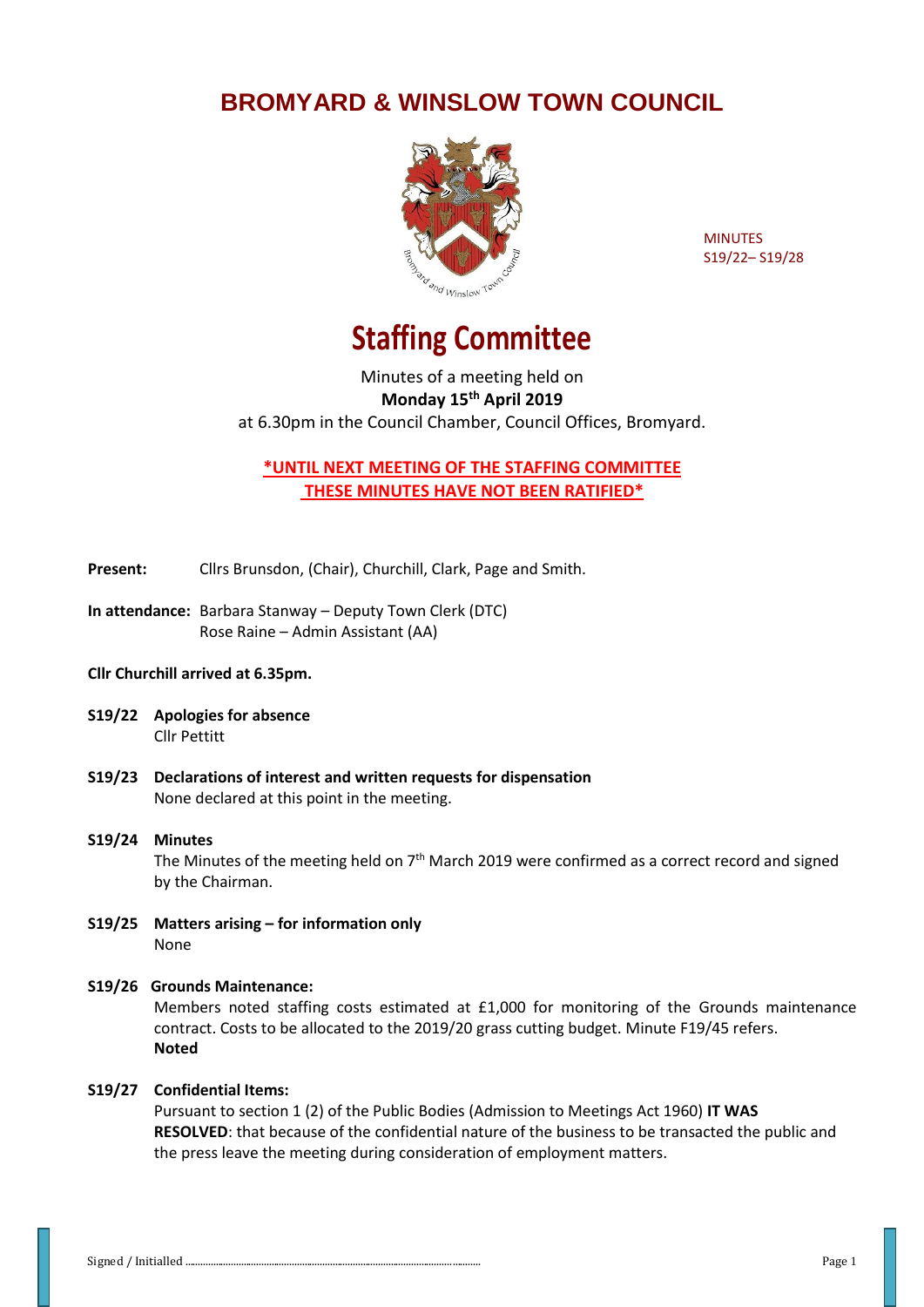# BROMYARD & WINSLOW TOWN COUNCIL

MINUTES
S19/22– S19/28

# Staffing Committee

Minutes of a meeting held on
**Monday 15th April 2019**
at 6.30pm in the Council Chamber, Council Offices, Bromyard.

**\*UNTIL NEXT MEETING OF THE STAFFING COMMITTEE THESE MINUTES HAVE NOT BEEN RATIFIED\***

**Present:** Cllrs Brunsdon, (Chair), Churchill, Clark, Page and Smith.

**In attendance:** Barbara Stanway – Deputy Town Clerk (DTC)
Rose Raine – Admin Assistant (AA)

**Cllr Churchill arrived at 6.35pm.**

**S19/22 Apologies for absence**
Cllr Pettitt

**S19/23 Declarations of interest and written requests for dispensation**
None declared at this point in the meeting.

**S19/24 Minutes**
The Minutes of the meeting held on 7th March 2019 were confirmed as a correct record and signed by the Chairman.

**S19/25 Matters arising – for information only**
None

**S19/26 Grounds Maintenance:**
Members noted staffing costs estimated at £1,000 for monitoring of the Grounds maintenance contract. Costs to be allocated to the 2019/20 grass cutting budget. Minute F19/45 refers.
**Noted**

**S19/27 Confidential Items:**
Pursuant to section 1 (2) of the Public Bodies (Admission to Meetings Act 1960) **IT WAS RESOLVED**: that because of the confidential nature of the business to be transacted the public and the press leave the meeting during consideration of employment matters.

Signed / Initialled .................................................................................................................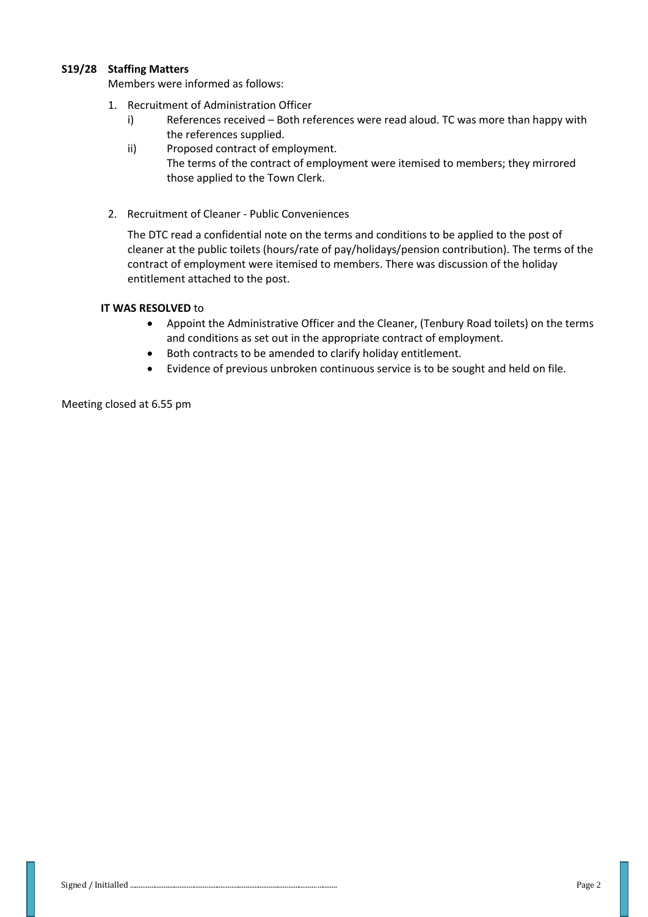**S19/28 Staffing Matters**

Members were informed as follows:

1. Recruitment of Administration Officer
   - i) References received – Both references were read aloud. TC was more than happy with the references supplied.
   - ii) Proposed contract of employment.
     The terms of the contract of employment were itemised to members; they mirrored those applied to the Town Clerk.

2. Recruitment of Cleaner - Public Conveniences

   The DTC read a confidential note on the terms and conditions to be applied to the post of cleaner at the public toilets (hours/rate of pay/holidays/pension contribution). The terms of the contract of employment were itemised to members. There was discussion of the holiday entitlement attached to the post.

**IT WAS RESOLVED** to

- Appoint the Administrative Officer and the Cleaner, (Tenbury Road toilets) on the terms and conditions as set out in the appropriate contract of employment.
- Both contracts to be amended to clarify holiday entitlement.
- Evidence of previous unbroken continuous service is to be sought and held on file.

Meeting closed at 6.55 pm

Signed / Initialled ..............................................................................................................